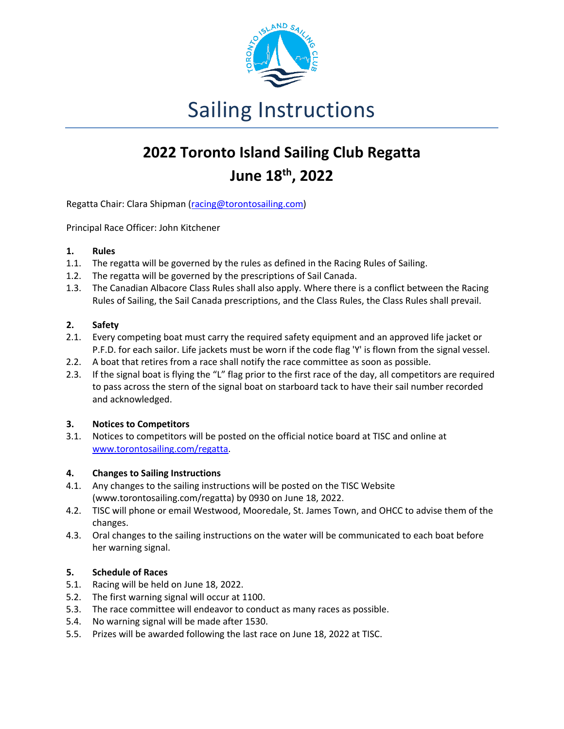# Sailing Instructions

## 2022 Toronto Island Sailing Club Regatta
## June 18th, 2022

Regatta Chair: Clara Shipman (racing@torontosailing.com)

Principal Race Officer: John Kitchener

### 1. Rules

1.1. The regatta will be governed by the rules as defined in the Racing Rules of Sailing.

1.2. The regatta will be governed by the prescriptions of Sail Canada.

1.3. The Canadian Albacore Class Rules shall also apply. Where there is a conflict between the Racing Rules of Sailing, the Sail Canada prescriptions, and the Class Rules, the Class Rules shall prevail.

### 2. Safety

2.1. Every competing boat must carry the required safety equipment and an approved life jacket or P.F.D. for each sailor. Life jackets must be worn if the code flag 'Y' is flown from the signal vessel.

2.2. A boat that retires from a race shall notify the race committee as soon as possible.

2.3. If the signal boat is flying the "L" flag prior to the first race of the day, all competitors are required to pass across the stern of the signal boat on starboard tack to have their sail number recorded and acknowledged.

### 3. Notices to Competitors

3.1. Notices to competitors will be posted on the official notice board at TISC and online at www.torontosailing.com/regatta.

### 4. Changes to Sailing Instructions

4.1. Any changes to the sailing instructions will be posted on the TISC Website (www.torontosailing.com/regatta) by 0930 on June 18, 2022.

4.2. TISC will phone or email Westwood, Mooredale, St. James Town, and OHCC to advise them of the changes.

4.3. Oral changes to the sailing instructions on the water will be communicated to each boat before her warning signal.

### 5. Schedule of Races

5.1. Racing will be held on June 18, 2022.

5.2. The first warning signal will occur at 1100.

5.3. The race committee will endeavor to conduct as many races as possible.

5.4. No warning signal will be made after 1530.

5.5. Prizes will be awarded following the last race on June 18, 2022 at TISC.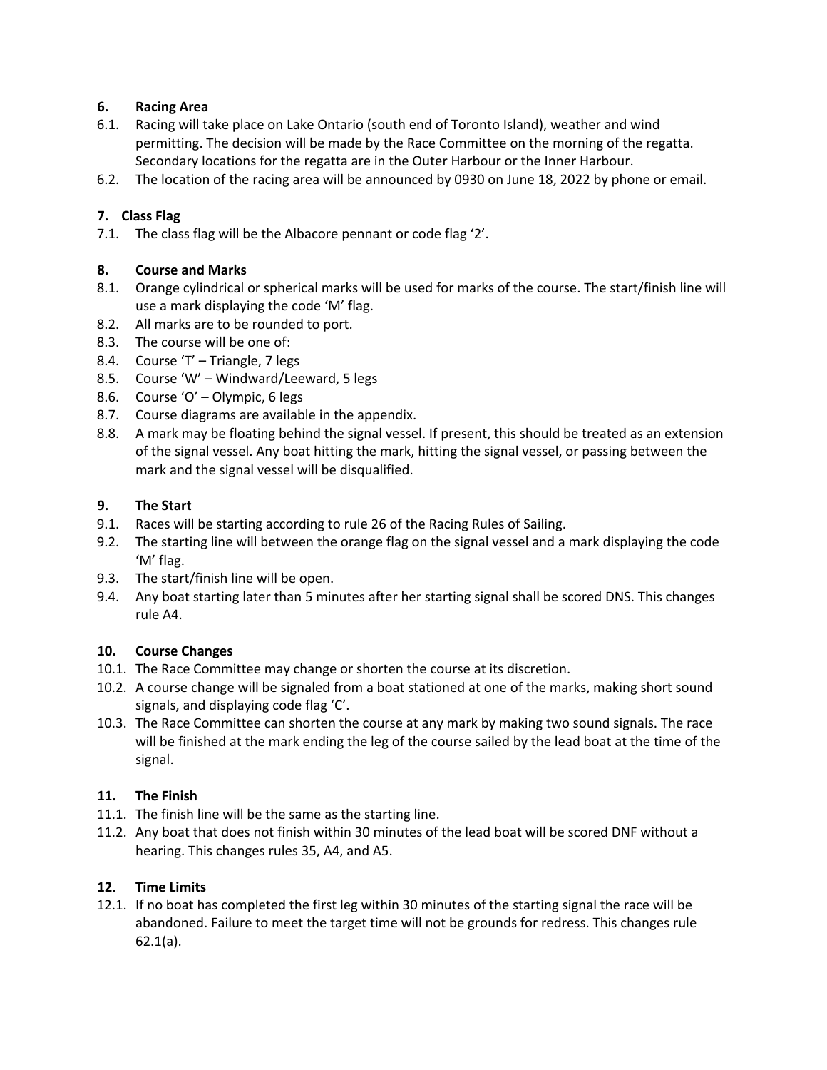## 6. Racing Area

6.1. Racing will take place on Lake Ontario (south end of Toronto Island), weather and wind permitting. The decision will be made by the Race Committee on the morning of the regatta. Secondary locations for the regatta are in the Outer Harbour or the Inner Harbour.

6.2. The location of the racing area will be announced by 0930 on June 18, 2022 by phone or email.

## 7. Class Flag

7.1. The class flag will be the Albacore pennant or code flag '2'.

## 8. Course and Marks

8.1. Orange cylindrical or spherical marks will be used for marks of the course. The start/finish line will use a mark displaying the code 'M' flag.

8.2. All marks are to be rounded to port.

8.3. The course will be one of:

8.4. Course 'T' – Triangle, 7 legs

8.5. Course 'W' – Windward/Leeward, 5 legs

8.6. Course 'O' – Olympic, 6 legs

8.7. Course diagrams are available in the appendix.

8.8. A mark may be floating behind the signal vessel. If present, this should be treated as an extension of the signal vessel. Any boat hitting the mark, hitting the signal vessel, or passing between the mark and the signal vessel will be disqualified.

## 9. The Start

9.1. Races will be starting according to rule 26 of the Racing Rules of Sailing.

9.2. The starting line will between the orange flag on the signal vessel and a mark displaying the code 'M' flag.

9.3. The start/finish line will be open.

9.4. Any boat starting later than 5 minutes after her starting signal shall be scored DNS. This changes rule A4.

## 10. Course Changes

10.1. The Race Committee may change or shorten the course at its discretion.

10.2. A course change will be signaled from a boat stationed at one of the marks, making short sound signals, and displaying code flag 'C'.

10.3. The Race Committee can shorten the course at any mark by making two sound signals. The race will be finished at the mark ending the leg of the course sailed by the lead boat at the time of the signal.

## 11. The Finish

11.1. The finish line will be the same as the starting line.

11.2. Any boat that does not finish within 30 minutes of the lead boat will be scored DNF without a hearing. This changes rules 35, A4, and A5.

## 12. Time Limits

12.1. If no boat has completed the first leg within 30 minutes of the starting signal the race will be abandoned. Failure to meet the target time will not be grounds for redress. This changes rule 62.1(a).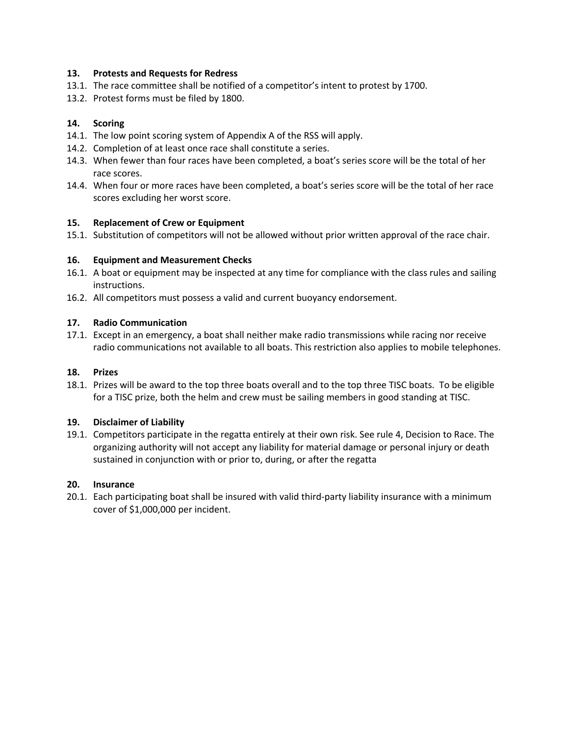## 13. Protests and Requests for Redress

13.1. The race committee shall be notified of a competitor's intent to protest by 1700.

13.2. Protest forms must be filed by 1800.

## 14. Scoring

14.1. The low point scoring system of Appendix A of the RSS will apply.

14.2. Completion of at least once race shall constitute a series.

14.3. When fewer than four races have been completed, a boat's series score will be the total of her race scores.

14.4. When four or more races have been completed, a boat's series score will be the total of her race scores excluding her worst score.

## 15. Replacement of Crew or Equipment

15.1. Substitution of competitors will not be allowed without prior written approval of the race chair.

## 16. Equipment and Measurement Checks

16.1. A boat or equipment may be inspected at any time for compliance with the class rules and sailing instructions.

16.2. All competitors must possess a valid and current buoyancy endorsement.

## 17. Radio Communication

17.1. Except in an emergency, a boat shall neither make radio transmissions while racing nor receive radio communications not available to all boats. This restriction also applies to mobile telephones.

## 18. Prizes

18.1. Prizes will be award to the top three boats overall and to the top three TISC boats. To be eligible for a TISC prize, both the helm and crew must be sailing members in good standing at TISC.

## 19. Disclaimer of Liability

19.1. Competitors participate in the regatta entirely at their own risk. See rule 4, Decision to Race. The organizing authority will not accept any liability for material damage or personal injury or death sustained in conjunction with or prior to, during, or after the regatta

## 20. Insurance

20.1. Each participating boat shall be insured with valid third-party liability insurance with a minimum cover of $1,000,000 per incident.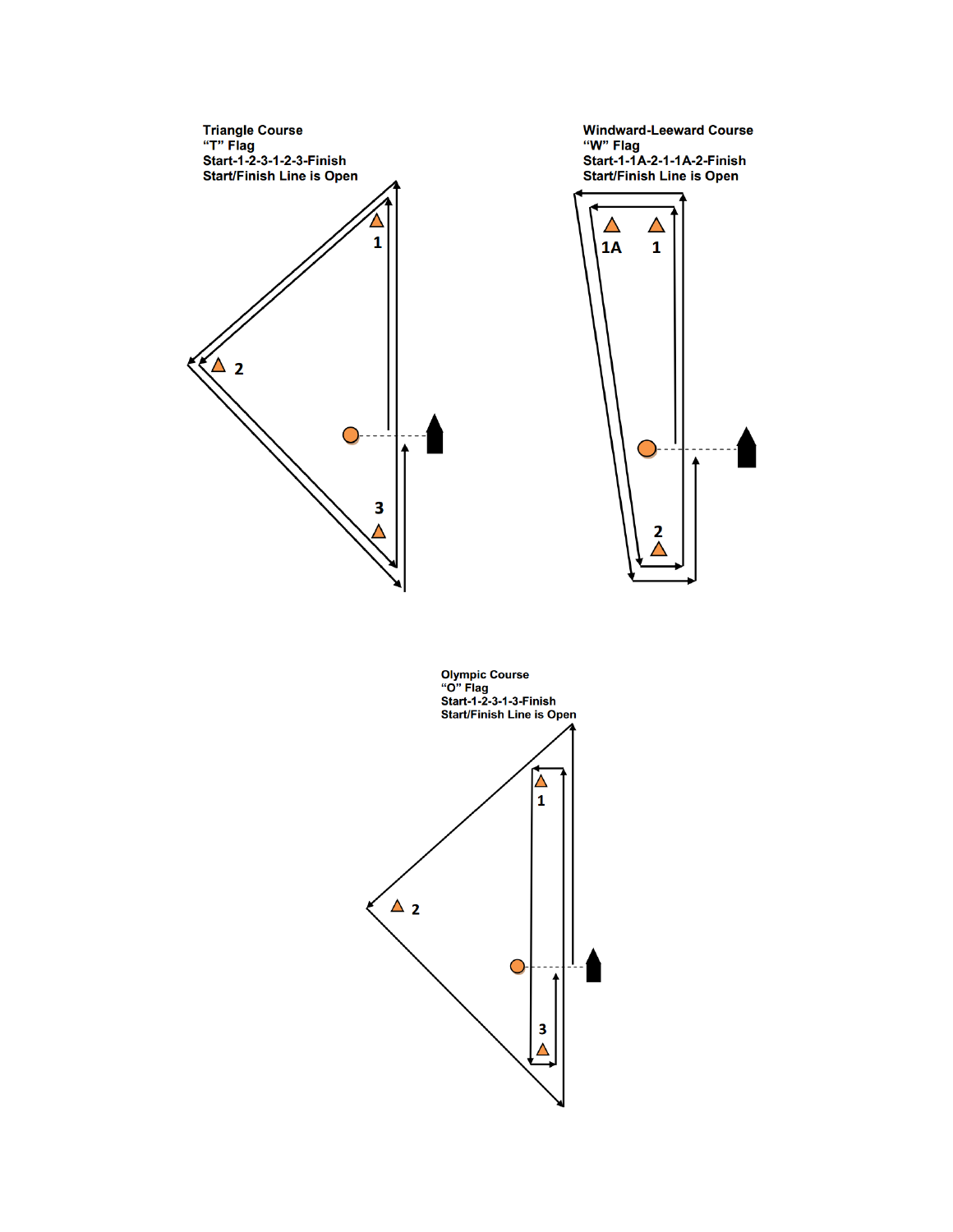**Triangle Course**
**"T" Flag**
**Start-1-2-3-1-2-3-Finish**
**Start/Finish Line is Open**

1
2
3

**Windward-Leeward Course**
**"W" Flag**
**Start-1-1A-2-1-1A-2-Finish**
**Start/Finish Line is Open**

1A
1
2

**Olympic Course**
**"O" Flag**
**Start-1-2-3-1-3-Finish**
**Start/Finish Line is Open**

1
2
3